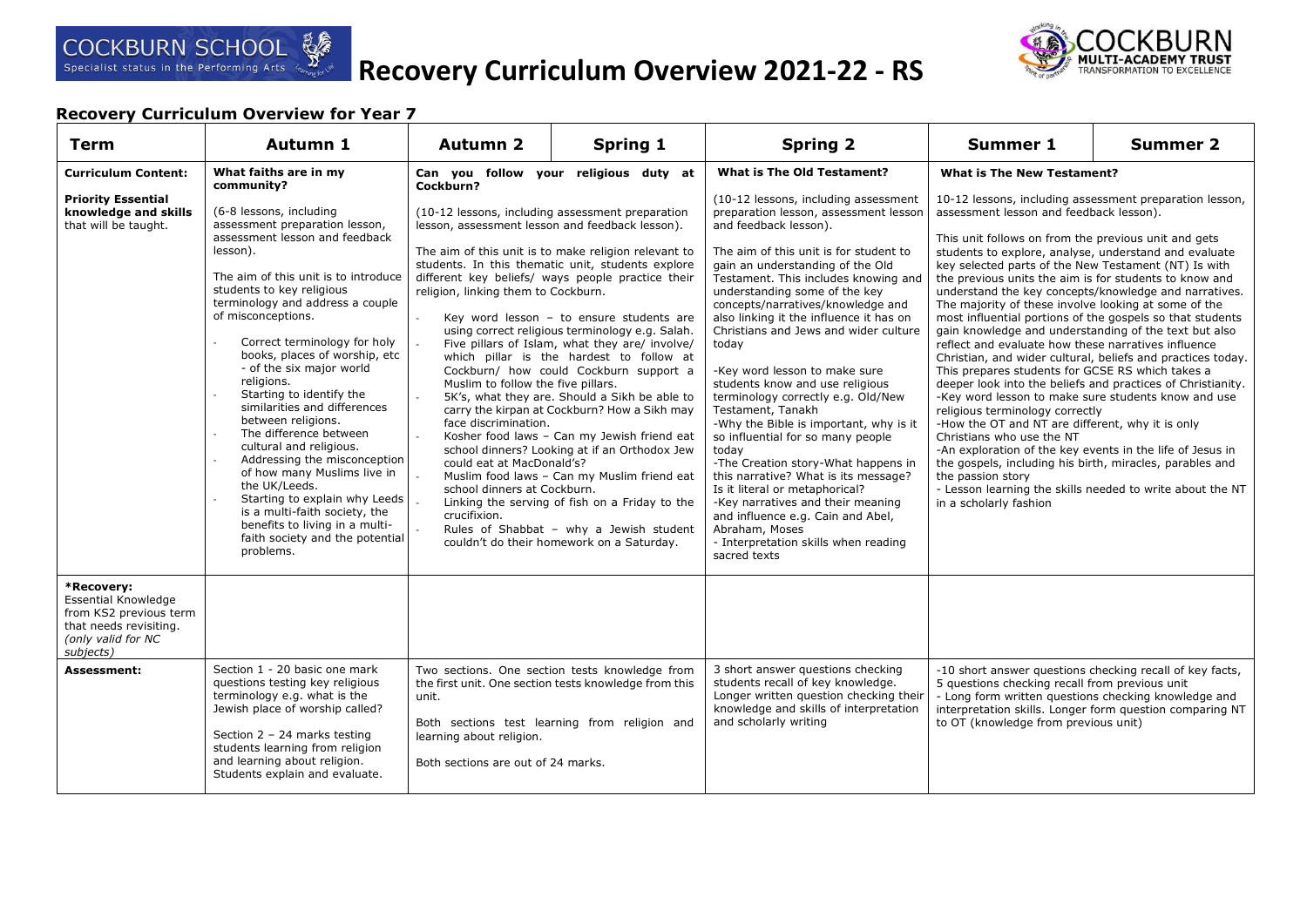# Recovery Curriculum Overview 2021-22 - RS

## Recovery Curriculum Overview for Year 7

| Term | Autumn 1 | Autumn 2 | Spring 1 | Spring 2 | Summer 1 | Summer 2 |
|---|---|---|---|---|---|---|
| **Curriculum Content:**<br><br>**Priority Essential knowledge and skills** that will be taught. | **What faiths are in my community?**<br><br>(6-8 lessons, including assessment preparation lesson, assessment lesson and feedback lesson).<br><br>The aim of this unit is to introduce students to key religious terminology and address a couple of misconceptions.<br><br>- Correct terminology for holy books, places of worship, etc - of the six major world religions.<br>- Starting to identify the similarities and differences between religions.<br>- The difference between cultural and religious.<br>- Addressing the misconception of how many Muslims live in the UK/Leeds.<br>- Starting to explain why Leeds is a multi-faith society, the benefits to living in a multi-faith society and the potential problems. | **Can you follow your religious duty at Cockburn?**<br><br>(10-12 lessons, including assessment preparation lesson, assessment lesson and feedback lesson).<br><br>The aim of this unit is to make religion relevant to students. In this thematic unit, students explore different key beliefs/ ways people practice their religion, linking them to Cockburn.<br><br>- Key word lesson – to ensure students are using correct religious terminology e.g. Salah.<br>- Five pillars of Islam, what they are/ involve/ which pillar is the hardest to follow at Cockburn/ how could Cockburn support a Muslim to follow the five pillars.<br>- 5K's, what they are. Should a Sikh be able to carry the kirpan at Cockburn? How a Sikh may face discrimination.<br>- Kosher food laws – Can my Jewish friend eat school dinners? Looking at if an Orthodox Jew could eat at MacDonald's?<br>- Muslim food laws – Can my Muslim friend eat school dinners at Cockburn.<br>- Linking the serving of fish on a Friday to the crucifixion.<br>- Rules of Shabbat – why a Jewish student couldn't do their homework on a Saturday. | | **What is The Old Testament?**<br><br>(10-12 lessons, including assessment preparation lesson, assessment lesson and feedback lesson).<br><br>The aim of this unit is for student to gain an understanding of the Old Testament. This includes knowing and understanding some of the key concepts/narratives/knowledge and also linking it the influence it has on Christians and Jews and wider culture today<br><br>-Key word lesson to make sure students know and use religious terminology correctly e.g. Old/New Testament, Tanakh<br>-Why the Bible is important, why is it so influential for so many people today<br>-The Creation story-What happens in this narrative? What is its message? Is it literal or metaphorical?<br>-Key narratives and their meaning and influence e.g. Cain and Abel, Abraham, Moses<br>- Interpretation skills when reading sacred texts | **What is The New Testament?**<br><br>10-12 lessons, including assessment preparation lesson, assessment lesson and feedback lesson).<br><br>This unit follows on from the previous unit and gets students to explore, analyse, understand and evaluate key selected parts of the New Testament (NT) Is with the previous units the aim is for students to know and understand the key concepts/knowledge and narratives. The majority of these involve looking at some of the most influential portions of the gospels so that students gain knowledge and understanding of the text but also reflect and evaluate how these narratives influence Christian, and wider cultural, beliefs and practices today. This prepares students for GCSE RS which takes a deeper look into the beliefs and practices of Christianity.<br>-Key word lesson to make sure students know and use religious terminology correctly<br>-How the OT and NT are different, why it is only Christians who use the NT<br>-An exploration of the key events in the life of Jesus in the gospels, including his birth, miracles, parables and the passion story<br>- Lesson learning the skills needed to write about the NT in a scholarly fashion | |
| ***Recovery:**<br>Essential Knowledge from KS2 previous term that needs revisiting.<br>*(only valid for NC subjects)* | | | | | | |
| **Assessment:** | Section 1 - 20 basic one mark questions testing key religious terminology e.g. what is the Jewish place of worship called?<br><br>Section 2 – 24 marks testing students learning from religion and learning about religion. Students explain and evaluate. | Two sections. One section tests knowledge from the first unit. One section tests knowledge from this unit.<br><br>Both sections test learning from religion and learning about religion.<br><br>Both sections are out of 24 marks. | | 3 short answer questions checking students recall of key knowledge. Longer written question checking their knowledge and skills of interpretation and scholarly writing | -10 short answer questions checking recall of key facts, 5 questions checking recall from previous unit<br>- Long form written questions checking knowledge and interpretation skills. Longer form question comparing NT to OT (knowledge from previous unit) | |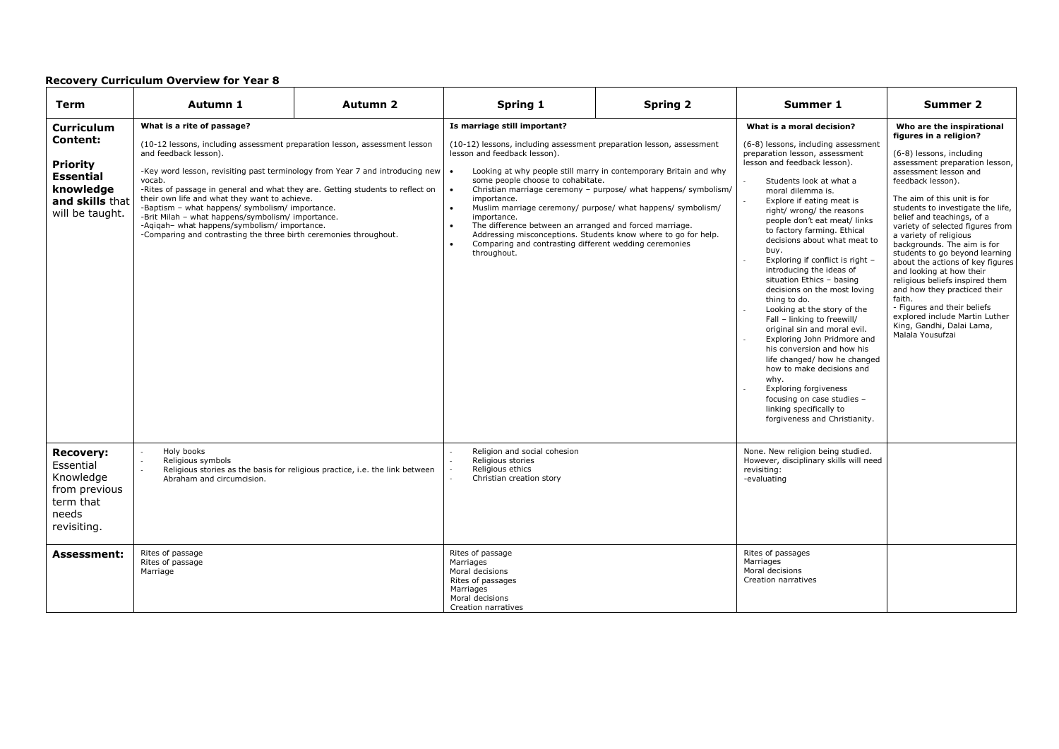**Recovery Curriculum Overview for Year 8**

| Term | Autumn 1 | Autumn 2 | Spring 1 | Spring 2 | Summer 1 | Summer 2 |
|---|---|---|---|---|---|---|
| **Curriculum Content:**<br><br>**Priority Essential knowledge and skills** that will be taught. | **What is a rite of passage?**<br><br>(10-12 lessons, including assessment preparation lesson, assessment lesson and feedback lesson).<br><br>-Key word lesson, revisiting past terminology from Year 7 and introducing new vocab.<br>-Rites of passage in general and what they are. Getting students to reflect on their own life and what they want to achieve.<br>-Baptism – what happens/ symbolism/ importance.<br>-Brit Milah – what happens/symbolism/ importance.<br>-Aqiqah– what happens/symbolism/ importance.<br>-Comparing and contrasting the three birth ceremonies throughout. | | **Is marriage still important?**<br><br>(10-12) lessons, including assessment preparation lesson, assessment lesson and feedback lesson).<br><br>• Looking at why people still marry in contemporary Britain and why some people choose to cohabitate.<br>• Christian marriage ceremony – purpose/ what happens/ symbolism/ importance.<br>• Muslim marriage ceremony/ purpose/ what happens/ symbolism/ importance.<br>• The difference between an arranged and forced marriage. Addressing misconceptions. Students know where to go for help.<br>• Comparing and contrasting different wedding ceremonies throughout. | | **What is a moral decision?**<br><br>(6-8) lessons, including assessment preparation lesson, assessment lesson and feedback lesson).<br><br>- Students look at what a moral dilemma is.<br>- Explore if eating meat is right/ wrong/ the reasons people don't eat meat/ links to factory farming. Ethical decisions about what meat to buy.<br>- Exploring if conflict is right – introducing the ideas of situation Ethics – basing decisions on the most loving thing to do.<br>- Looking at the story of the Fall – linking to freewill/ original sin and moral evil.<br>- Exploring John Pridmore and his conversion and how his life changed/ how he changed how to make decisions and why.<br>- Exploring forgiveness focusing on case studies – linking specifically to forgiveness and Christianity. | **Who are the inspirational figures in a religion?**<br><br>(6-8) lessons, including assessment preparation lesson, assessment lesson and feedback lesson).<br><br>The aim of this unit is for students to investigate the life, belief and teachings, of a variety of selected figures from a variety of religious backgrounds. The aim is for students to go beyond learning about the actions of key figures and looking at how their religious beliefs inspired them and how they practiced their faith.<br>- Figures and their beliefs explored include Martin Luther King, Gandhi, Dalai Lama, Malala Yousufzai |
| **Recovery:** Essential Knowledge from previous term that needs revisiting. | - Holy books<br>- Religious symbols<br>- Religious stories as the basis for religious practice, i.e. the link between Abraham and circumcision. | | - Religion and social cohesion<br>- Religious stories<br>- Religious ethics<br>- Christian creation story | | None. New religion being studied. However, disciplinary skills will need revisiting:<br>-evaluating | |
| **Assessment:** | Rites of passage<br>Rites of passage<br>Marriage | | Rites of passage<br>Marriages<br>Moral decisions<br>Rites of passages<br>Marriages<br>Moral decisions<br>Creation narratives | | Rites of passages<br>Marriages<br>Moral decisions<br>Creation narratives | |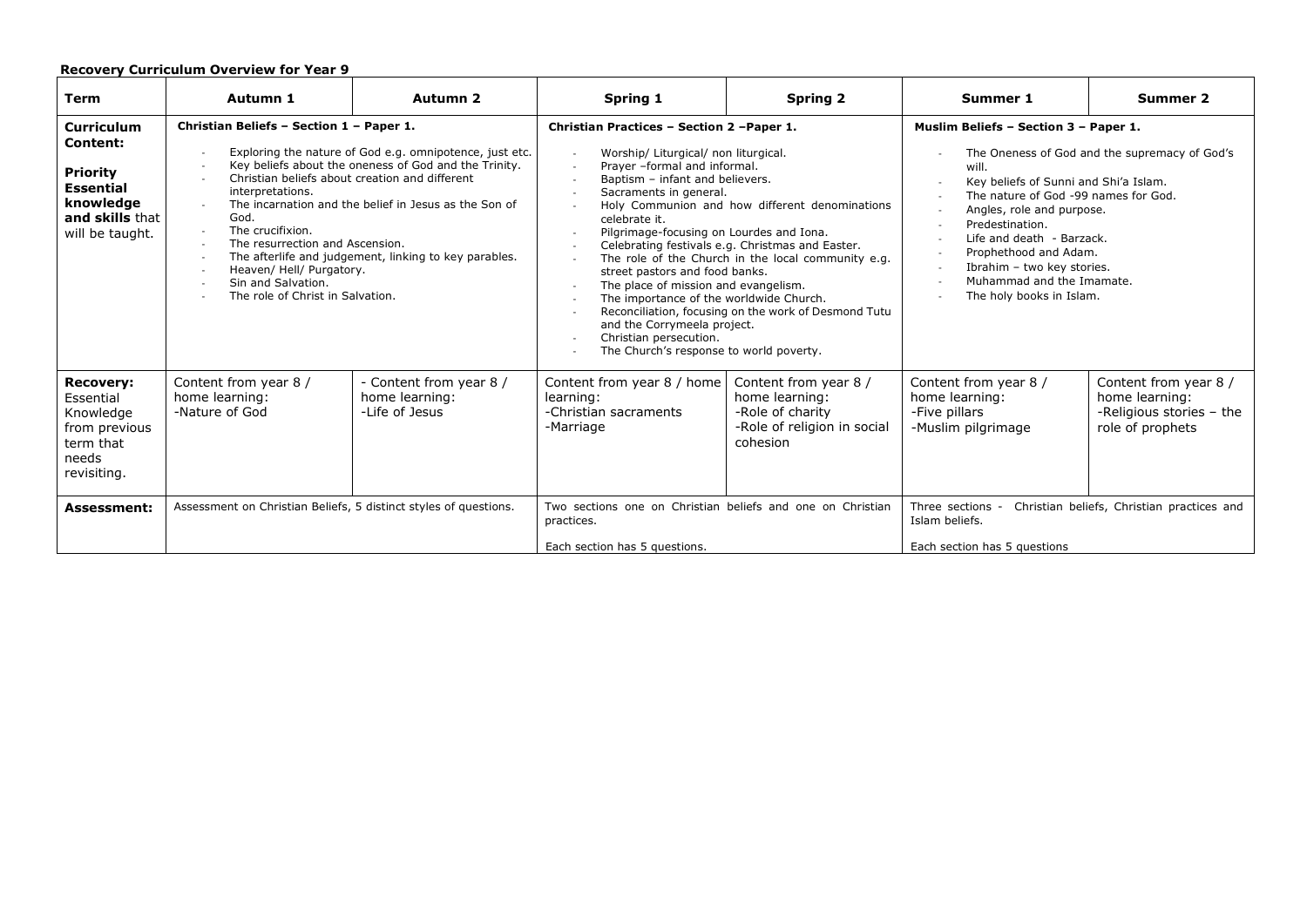**Recovery Curriculum Overview for Year 9**

| Term | Autumn 1 | Autumn 2 | Spring 1 | Spring 2 | Summer 1 | Summer 2 |
|---|---|---|---|---|---|---|
| **Curriculum Content:** **Priority Essential knowledge and skills** that will be taught. | **Christian Beliefs – Section 1 – Paper 1.** <br> - Exploring the nature of God e.g. omnipotence, just etc. <br> - Key beliefs about the oneness of God and the Trinity. <br> - Christian beliefs about creation and different interpretations. <br> - The incarnation and the belief in Jesus as the Son of God. <br> - The crucifixion. <br> - The resurrection and Ascension. <br> - The afterlife and judgement, linking to key parables. <br> - Heaven/ Hell/ Purgatory. <br> - Sin and Salvation. <br> - The role of Christ in Salvation. | | **Christian Practices – Section 2 –Paper 1.** <br> - Worship/ Liturgical/ non liturgical. <br> - Prayer –formal and informal. <br> - Baptism – infant and believers. <br> - Sacraments in general. <br> - Holy Communion and how different denominations celebrate it. <br> - Pilgrimage-focusing on Lourdes and Iona. <br> - Celebrating festivals e.g. Christmas and Easter. <br> - The role of the Church in the local community e.g. street pastors and food banks. <br> - The place of mission and evangelism. <br> - The importance of the worldwide Church. <br> - Reconciliation, focusing on the work of Desmond Tutu and the Corrymeela project. <br> - Christian persecution. <br> - The Church's response to world poverty. | | **Muslim Beliefs – Section 3 – Paper 1.** <br> - The Oneness of God and the supremacy of God's will. <br> - Key beliefs of Sunni and Shi'a Islam. <br> - The nature of God -99 names for God. <br> - Angles, role and purpose. <br> - Predestination. <br> - Life and death - Barzack. <br> - Prophethood and Adam. <br> - Ibrahim – two key stories. <br> - Muhammad and the Imamate. <br> - The holy books in Islam. | |
| **Recovery:** Essential Knowledge from previous term that needs revisiting. | Content from year 8 / home learning: <br> -Nature of God | - Content from year 8 / home learning: <br> -Life of Jesus | Content from year 8 / home learning: <br> -Christian sacraments <br> -Marriage | Content from year 8 / home learning: <br> -Role of charity <br> -Role of religion in social cohesion | Content from year 8 / home learning: <br> -Five pillars <br> -Muslim pilgrimage | Content from year 8 / home learning: <br> -Religious stories – the role of prophets |
| **Assessment:** | Assessment on Christian Beliefs, 5 distinct styles of questions. | | Two sections one on Christian beliefs and one on Christian practices. <br><br> Each section has 5 questions. | | Three sections - Christian beliefs, Christian practices and Islam beliefs. <br><br> Each section has 5 questions | |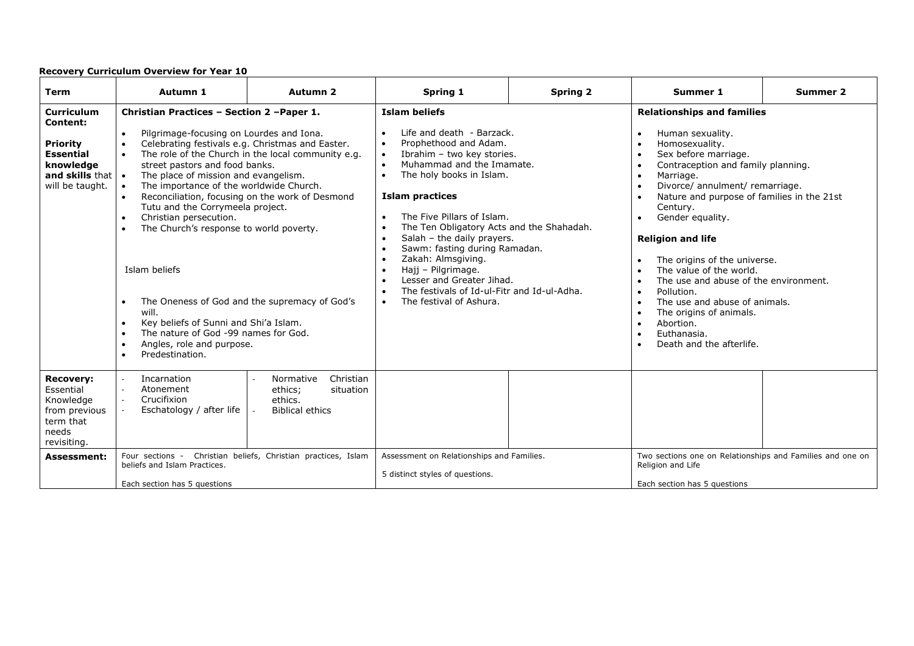**Recovery Curriculum Overview for Year 10**

| Term | Autumn 1 | Autumn 2 | Spring 1 | Spring 2 | Summer 1 | Summer 2 |
|---|---|---|---|---|---|---|
| **Curriculum Content:** **Priority Essential knowledge and skills** that will be taught. | **Christian Practices – Section 2 –Paper 1.** <br>• Pilgrimage-focusing on Lourdes and Iona.<br>• Celebrating festivals e.g. Christmas and Easter.<br>• The role of the Church in the local community e.g. street pastors and food banks.<br>• The place of mission and evangelism.<br>• The importance of the worldwide Church.<br>• Reconciliation, focusing on the work of Desmond Tutu and the Corrymeela project.<br>• Christian persecution.<br>• The Church's response to world poverty.<br><br>Islam beliefs<br><br>• The Oneness of God and the supremacy of God's will.<br>• Key beliefs of Sunni and Shi'a Islam.<br>• The nature of God -99 names for God.<br>• Angles, role and purpose.<br>• Predestination. | | **Islam beliefs**<br>• Life and death - Barzack.<br>• Prophethood and Adam.<br>• Ibrahim – two key stories.<br>• Muhammad and the Imamate.<br>• The holy books in Islam.<br><br>**Islam practices**<br>• The Five Pillars of Islam.<br>• The Ten Obligatory Acts and the Shahadah.<br>• Salah – the daily prayers.<br>• Sawm: fasting during Ramadan.<br>• Zakah: Almsgiving.<br>• Hajj – Pilgrimage.<br>• Lesser and Greater Jihad.<br>• The festivals of Id-ul-Fitr and Id-ul-Adha.<br>• The festival of Ashura. | | **Relationships and families**<br>• Human sexuality.<br>• Homosexuality.<br>• Sex before marriage.<br>• Contraception and family planning.<br>• Marriage.<br>• Divorce/ annulment/ remarriage.<br>• Nature and purpose of families in the 21st Century.<br>• Gender equality.<br><br>**Religion and life**<br>• The origins of the universe.<br>• The value of the world.<br>• The use and abuse of the environment.<br>• Pollution.<br>• The use and abuse of animals.<br>• The origins of animals.<br>• Abortion.<br>• Euthanasia.<br>• Death and the afterlife. | |
| **Recovery:** Essential Knowledge from previous term that needs revisiting. | - Incarnation<br>- Atonement<br>- Crucifixion<br>- Eschatology / after life | - Normative Christian ethics; situation ethics.<br>- Biblical ethics | | | | |
| **Assessment:** | Four sections - Christian beliefs, Christian practices, Islam beliefs and Islam Practices.<br><br>Each section has 5 questions | | Assessment on Relationships and Families.<br><br>5 distinct styles of questions. | | Two sections one on Relationships and Families and one on Religion and Life<br><br>Each section has 5 questions | |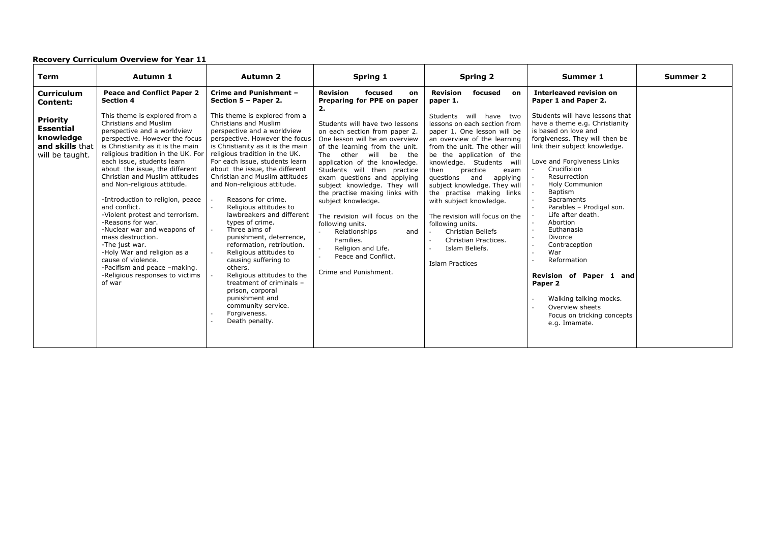**Recovery Curriculum Overview for Year 11**

| **Term** | **Autumn 1** | **Autumn 2** | **Spring 1** | **Spring 2** | **Summer 1** | **Summer 2** |
|---|---|---|---|---|---|---|
| **Curriculum Content:**<br><br>**Priority Essential knowledge and skills** that will be taught. | **Peace and Conflict Paper 2 Section 4**<br><br>This theme is explored from a Christians and Muslim perspective and a worldview perspective. However the focus is Christianity as it is the main religious tradition in the UK. For each issue, students learn about the issue, the different Christian and Muslim attitudes and Non-religious attitude.<br><br>-Introduction to religion, peace and conflict.<br>-Violent protest and terrorism.<br>-Reasons for war.<br>-Nuclear war and weapons of mass destruction.<br>-The just war.<br>-Holy War and religion as a cause of violence.<br>-Pacifism and peace –making.<br>-Religious responses to victims of war | **Crime and Punishment – Section 5 – Paper 2.**<br><br>This theme is explored from a Christians and Muslim perspective and a worldview perspective. However the focus is Christianity as it is the main religious tradition in the UK. For each issue, students learn about the issue, the different Christian and Muslim attitudes and Non-religious attitude.<br><br>- Reasons for crime.<br>- Religious attitudes to lawbreakers and different types of crime.<br>- Three aims of punishment, deterrence, reformation, retribution.<br>- Religious attitudes to causing suffering to others.<br>- Religious attitudes to the treatment of criminals – prison, corporal punishment and community service.<br>- Forgiveness.<br>- Death penalty. | **Revision focused on Preparing for PPE on paper 2.**<br><br>Students will have two lessons on each section from paper 2. One lesson will be an overview of the learning from the unit. The other will be the application of the knowledge. Students will then practice exam questions and applying subject knowledge. They will the practise making links with subject knowledge.<br><br>The revision will focus on the following units.<br>- Relationships and Families.<br>- Religion and Life.<br>- Peace and Conflict.<br><br>Crime and Punishment. | **Revision focused on paper 1.**<br><br>Students will have two lessons on each section from paper 1. One lesson will be an overview of the learning from the unit. The other will be the application of the knowledge. Students will then practice exam questions and applying subject knowledge. They will the practise making links with subject knowledge.<br><br>The revision will focus on the following units.<br>- Christian Beliefs<br>- Christian Practices.<br>- Islam Beliefs.<br><br>Islam Practices | **Interleaved revision on Paper 1 and Paper 2.**<br><br>Students will have lessons that have a theme e.g. Christianity is based on love and forgiveness. They will then be link their subject knowledge.<br><br>Love and Forgiveness Links<br>- Crucifixion<br>- Resurrection<br>- Holy Communion<br>- Baptism<br>- Sacraments<br>- Parables – Prodigal son.<br>- Life after death.<br>- Abortion<br>- Euthanasia<br>- Divorce<br>- Contraception<br>- War<br>- Reformation<br><br>**Revision of Paper 1 and Paper 2**<br><br>- Walking talking mocks.<br>- Overview sheets Focus on tricking concepts e.g. Imamate. | |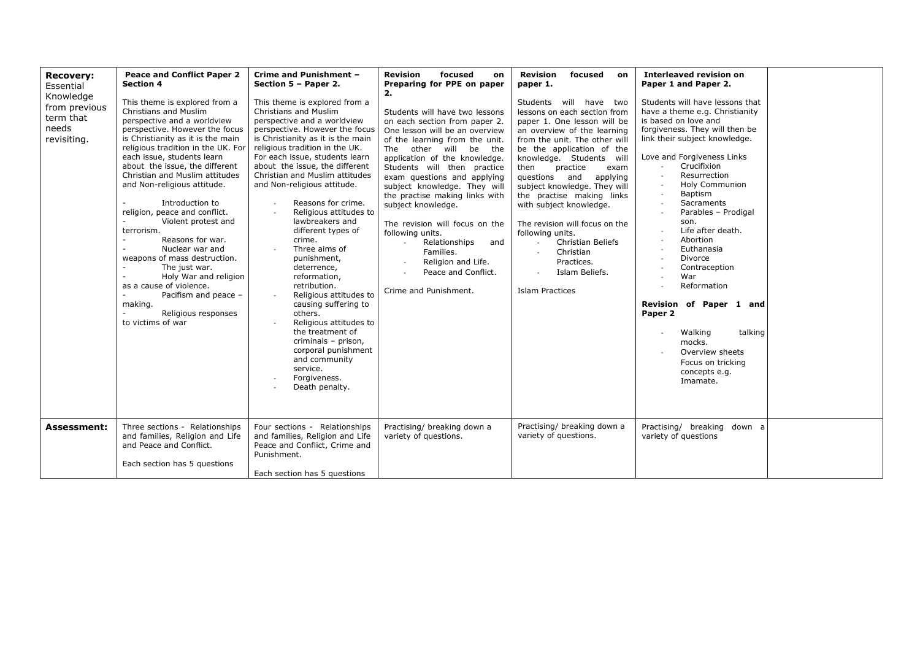| | | | | | | |
|---|---|---|---|---|---|---|
| **Recovery:** Essential Knowledge from previous term that needs revisiting. | **Peace and Conflict Paper 2 Section 4**<br><br>This theme is explored from a Christians and Muslim perspective and a worldview perspective. However the focus is Christianity as it is the main religious tradition in the UK. For each issue, students learn about the issue, the different Christian and Muslim attitudes and Non-religious attitude.<br><br>- Introduction to religion, peace and conflict.<br>- Violent protest and terrorism.<br>- Reasons for war.<br>- Nuclear war and weapons of mass destruction.<br>- The just war.<br>- Holy War and religion as a cause of violence.<br>- Pacifism and peace – making.<br>- Religious responses to victims of war | **Crime and Punishment – Section 5 – Paper 2.**<br><br>This theme is explored from a Christians and Muslim perspective and a worldview perspective. However the focus is Christianity as it is the main religious tradition in the UK. For each issue, students learn about the issue, the different Christian and Muslim attitudes and Non-religious attitude.<br><br>- Reasons for crime.<br>- Religious attitudes to lawbreakers and different types of crime.<br>- Three aims of punishment, deterrence, reformation, retribution.<br>- Religious attitudes to causing suffering to others.<br>- Religious attitudes to the treatment of criminals – prison, corporal punishment and community service.<br>- Forgiveness.<br>- Death penalty. | **Revision focused on Preparing for PPE on paper 2.**<br><br>Students will have two lessons on each section from paper 2. One lesson will be an overview of the learning from the unit. The other will be the application of the knowledge. Students will then practice exam questions and applying subject knowledge. They will the practise making links with subject knowledge.<br><br>The revision will focus on the following units.<br>- Relationships and Families.<br>- Religion and Life.<br>- Peace and Conflict.<br><br>Crime and Punishment. | **Revision focused on paper 1.**<br><br>Students will have two lessons on each section from paper 1. One lesson will be an overview of the learning from the unit. The other will be the application of the knowledge. Students will then practice exam questions and applying subject knowledge. They will the practise making links with subject knowledge.<br><br>The revision will focus on the following units.<br>- Christian Beliefs<br>- Christian Practices.<br>- Islam Beliefs.<br><br>Islam Practices | **Interleaved revision on Paper 1 and Paper 2.**<br><br>Students will have lessons that have a theme e.g. Christianity is based on love and forgiveness. They will then be link their subject knowledge.<br><br>Love and Forgiveness Links<br>- Crucifixion<br>- Resurrection<br>- Holy Communion<br>- Baptism<br>- Sacraments<br>- Parables – Prodigal son.<br>- Life after death.<br>- Abortion<br>- Euthanasia<br>- Divorce<br>- Contraception<br>- War<br>- Reformation<br><br>**Revision of Paper 1 and Paper 2**<br><br>- Walking talking mocks.<br>- Overview sheets Focus on tricking concepts e.g. Imamate. | |
| **Assessment:** | Three sections - Relationships and families, Religion and Life and Peace and Conflict.<br><br>Each section has 5 questions | Four sections - Relationships and families, Religion and Life Peace and Conflict, Crime and Punishment.<br><br>Each section has 5 questions | Practising/ breaking down a variety of questions. | Practising/ breaking down a variety of questions. | Practising/ breaking down a variety of questions | |